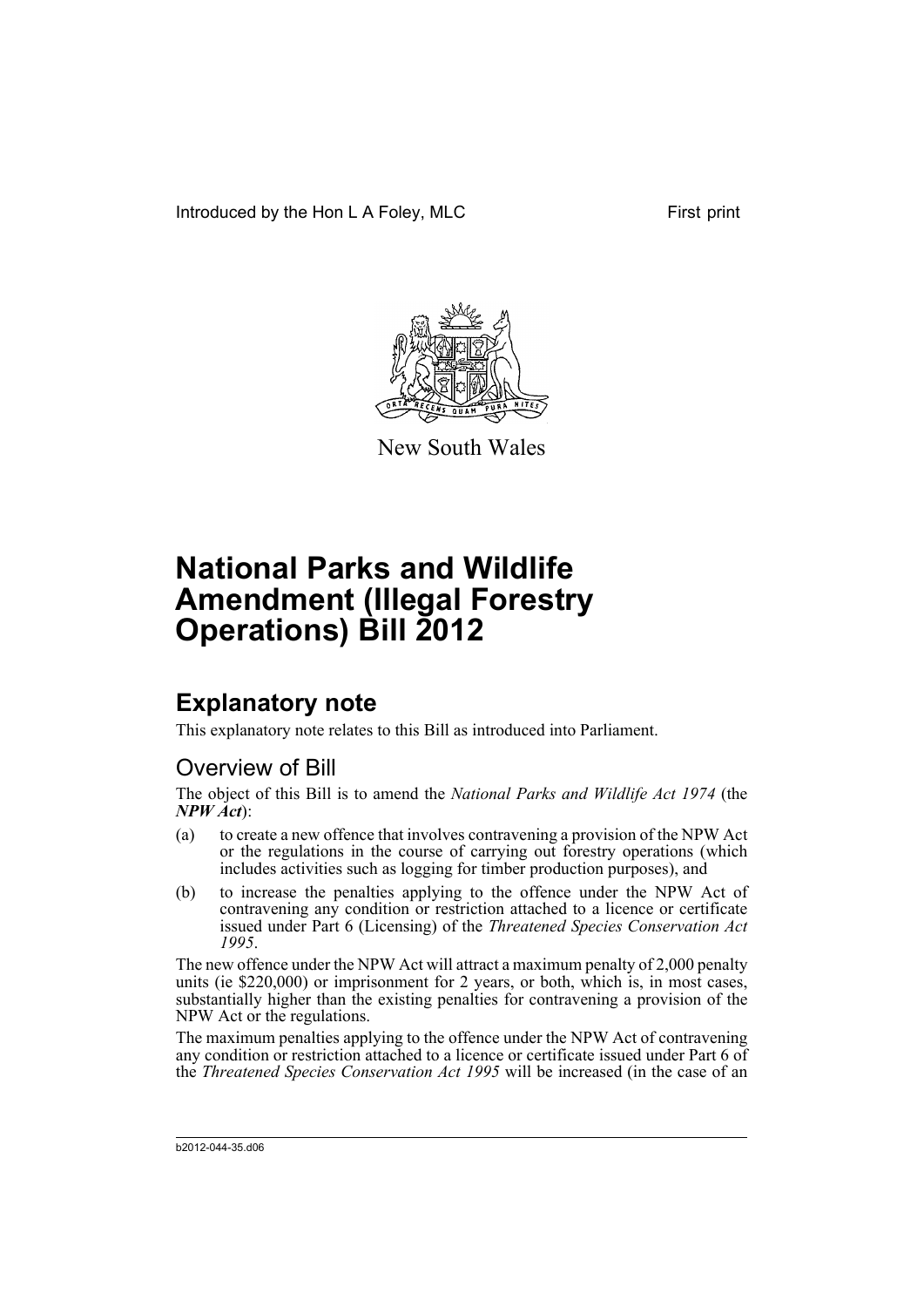Introduced by the Hon L A Foley, MLC

First print

New South Wales

# National Parks and Wildlife Amendment (Illegal Forestry Operations) Bill 2012

## Explanatory note

This explanatory note relates to this Bill as introduced into Parliament.

### Overview of Bill

The object of this Bill is to amend the *National Parks and Wildlife Act 1974* (the ***NPW Act***):

(a) to create a new offence that involves contravening a provision of the NPW Act or the regulations in the course of carrying out forestry operations (which includes activities such as logging for timber production purposes), and

(b) to increase the penalties applying to the offence under the NPW Act of contravening any condition or restriction attached to a licence or certificate issued under Part 6 (Licensing) of the *Threatened Species Conservation Act 1995*.

The new offence under the NPW Act will attract a maximum penalty of 2,000 penalty units (ie $220,000) or imprisonment for 2 years, or both, which is, in most cases, substantially higher than the existing penalties for contravening a provision of the NPW Act or the regulations.

The maximum penalties applying to the offence under the NPW Act of contravening any condition or restriction attached to a licence or certificate issued under Part 6 of the *Threatened Species Conservation Act 1995* will be increased (in the case of an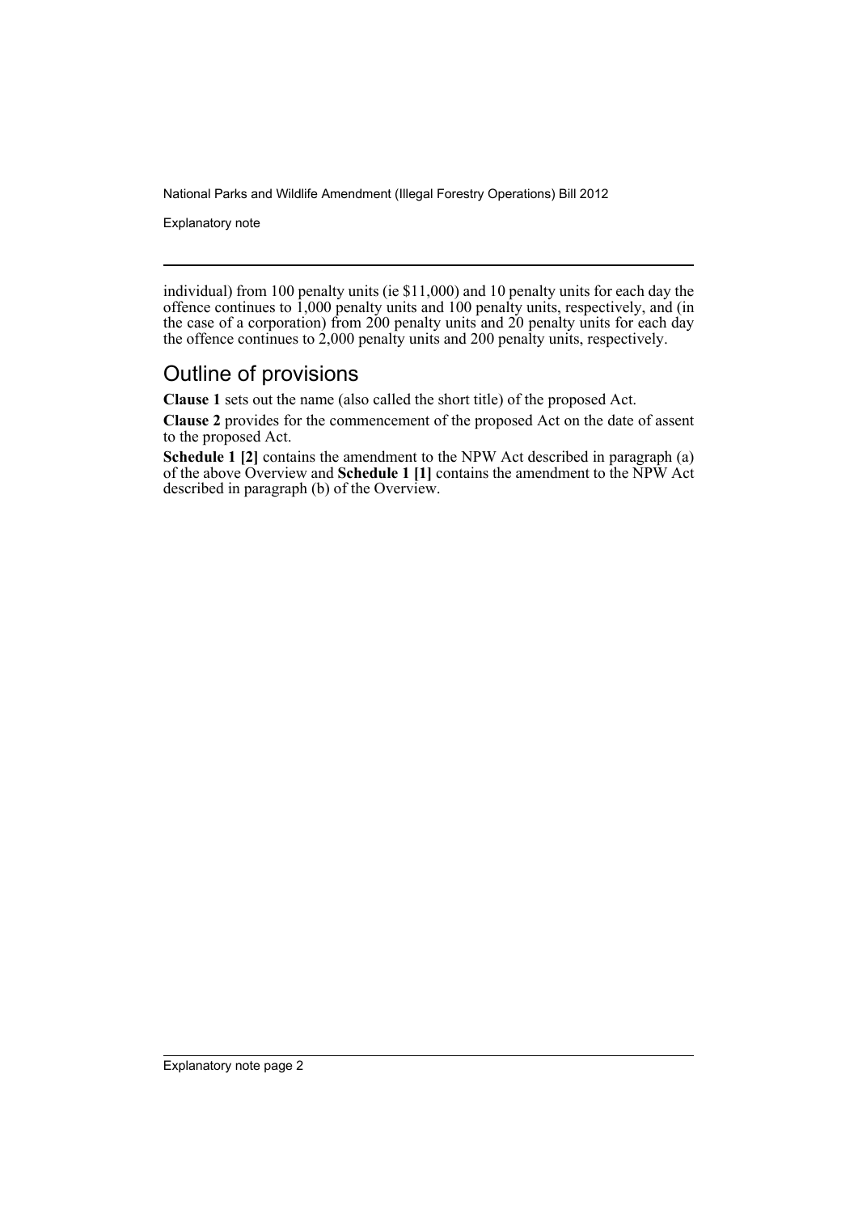individual) from 100 penalty units (ie $11,000) and 10 penalty units for each day the offence continues to 1,000 penalty units and 100 penalty units, respectively, and (in the case of a corporation) from 200 penalty units and 20 penalty units for each day the offence continues to 2,000 penalty units and 200 penalty units, respectively.

## Outline of provisions

**Clause 1** sets out the name (also called the short title) of the proposed Act.

**Clause 2** provides for the commencement of the proposed Act on the date of assent to the proposed Act.

**Schedule 1 [2]** contains the amendment to the NPW Act described in paragraph (a) of the above Overview and **Schedule 1 [1]** contains the amendment to the NPW Act described in paragraph (b) of the Overview.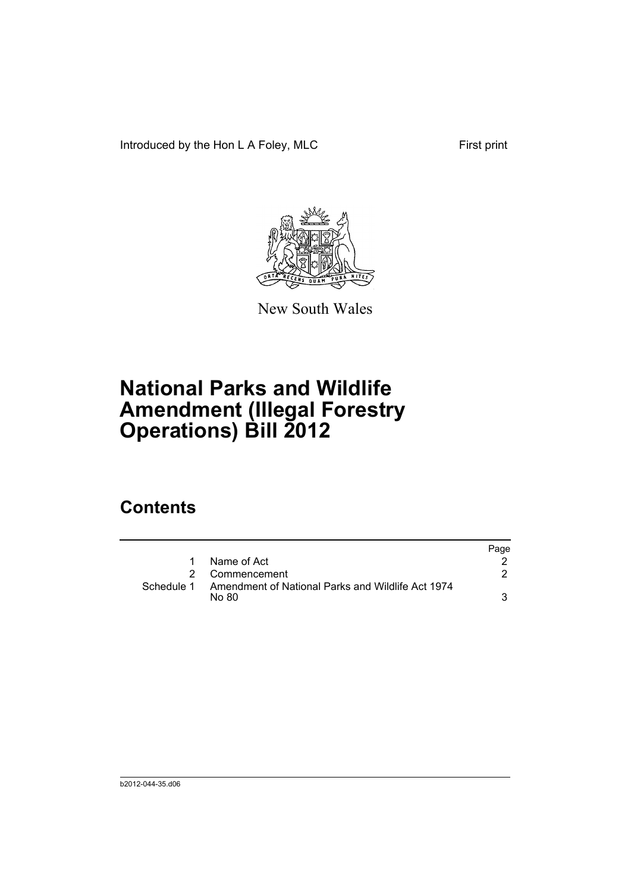Introduced by the Hon L A Foley, MLC First print

New South Wales

# National Parks and Wildlife Amendment (Illegal Forestry Operations) Bill 2012

## Contents

| | | Page |
|---|---|---|
| 1 | Name of Act | 2 |
| 2 | Commencement | 2 |
| Schedule 1 | Amendment of National Parks and Wildlife Act 1974 No 80 | 3 |

b2012-044-35.d06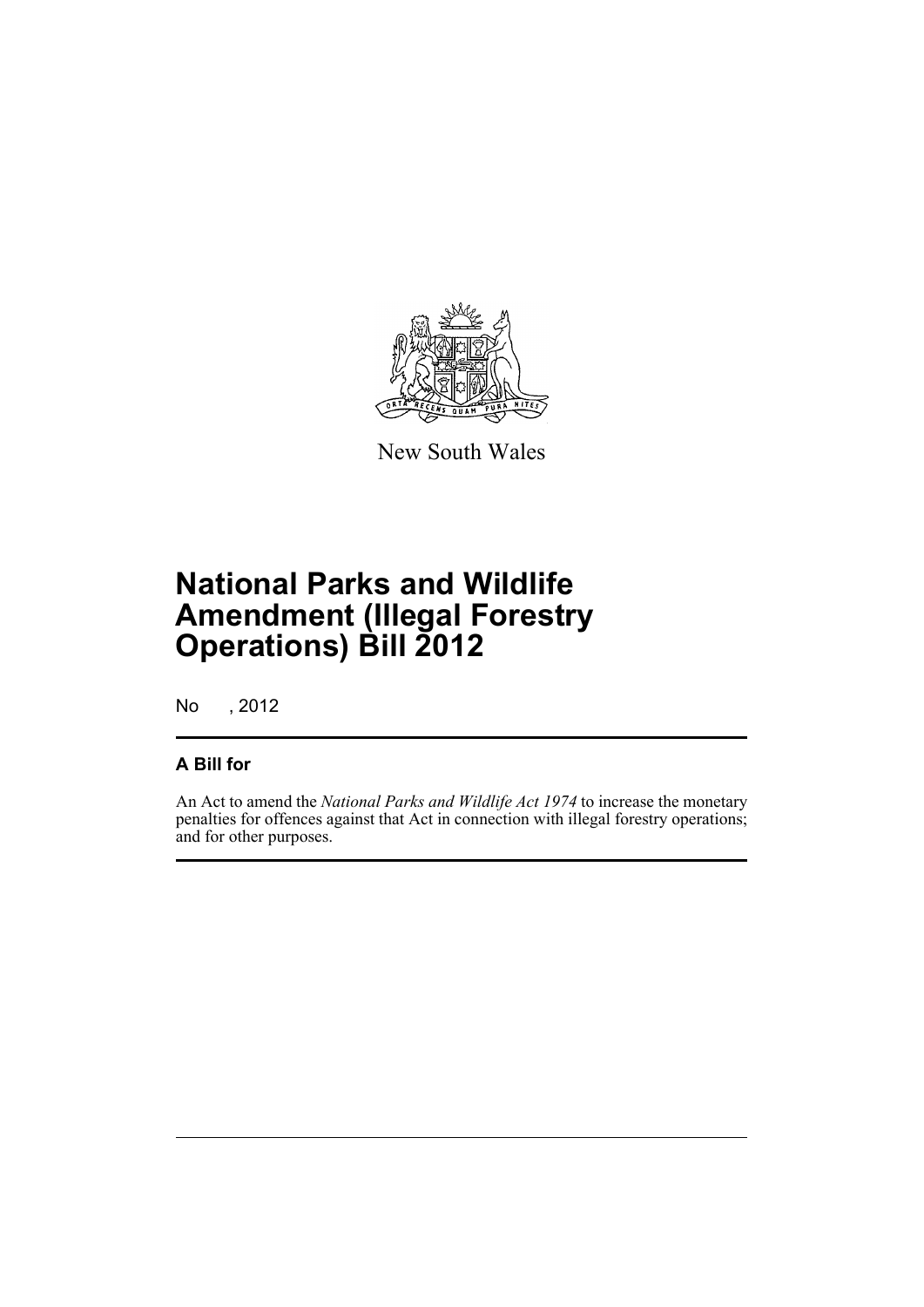New South Wales

# National Parks and Wildlife Amendment (Illegal Forestry Operations) Bill 2012

No , 2012

## A Bill for

An Act to amend the *National Parks and Wildlife Act 1974* to increase the monetary penalties for offences against that Act in connection with illegal forestry operations; and for other purposes.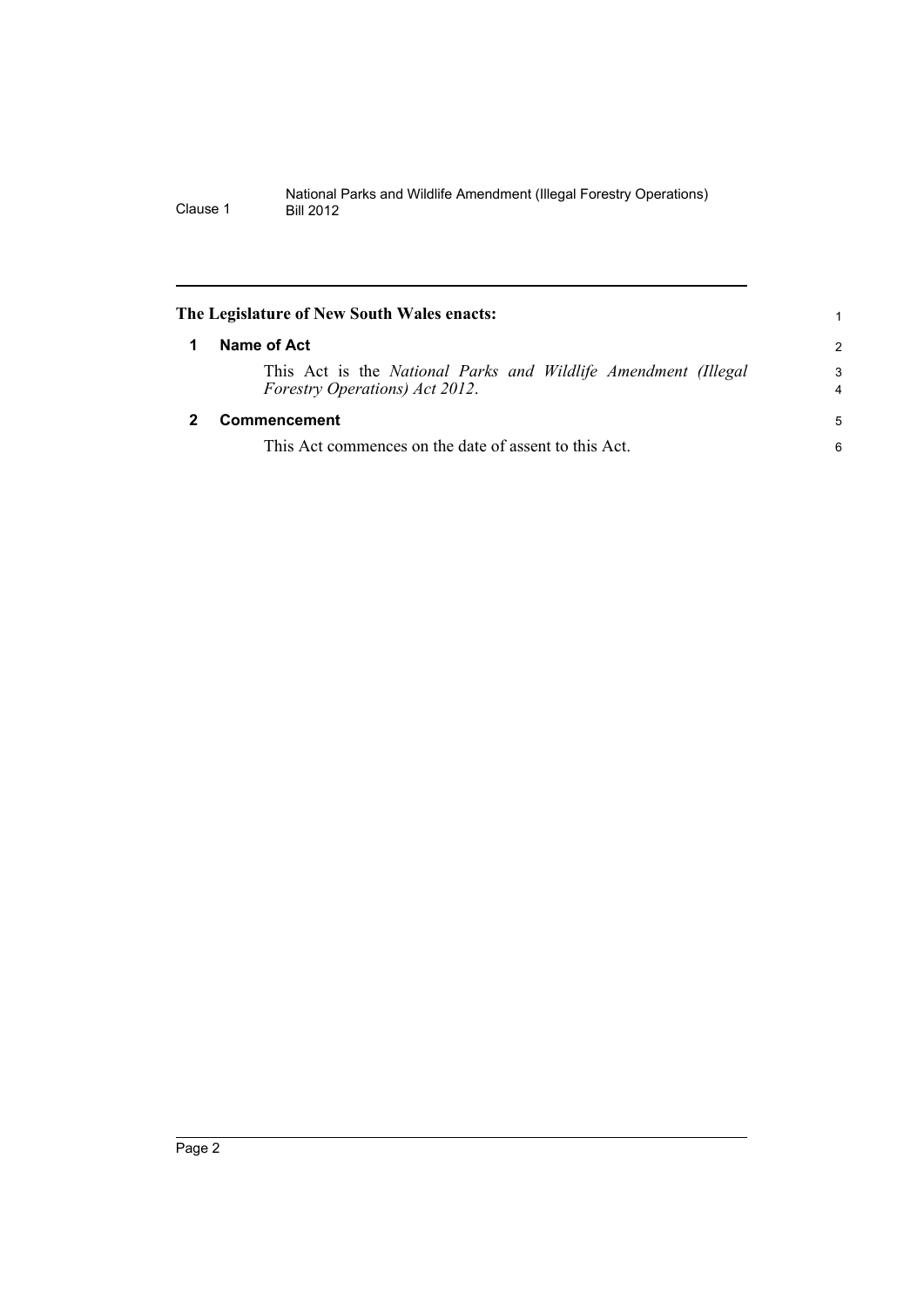**The Legislature of New South Wales enacts:**

## 1 Name of Act

This Act is the *National Parks and Wildlife Amendment (Illegal Forestry Operations) Act 2012*.

## 2 Commencement

This Act commences on the date of assent to this Act.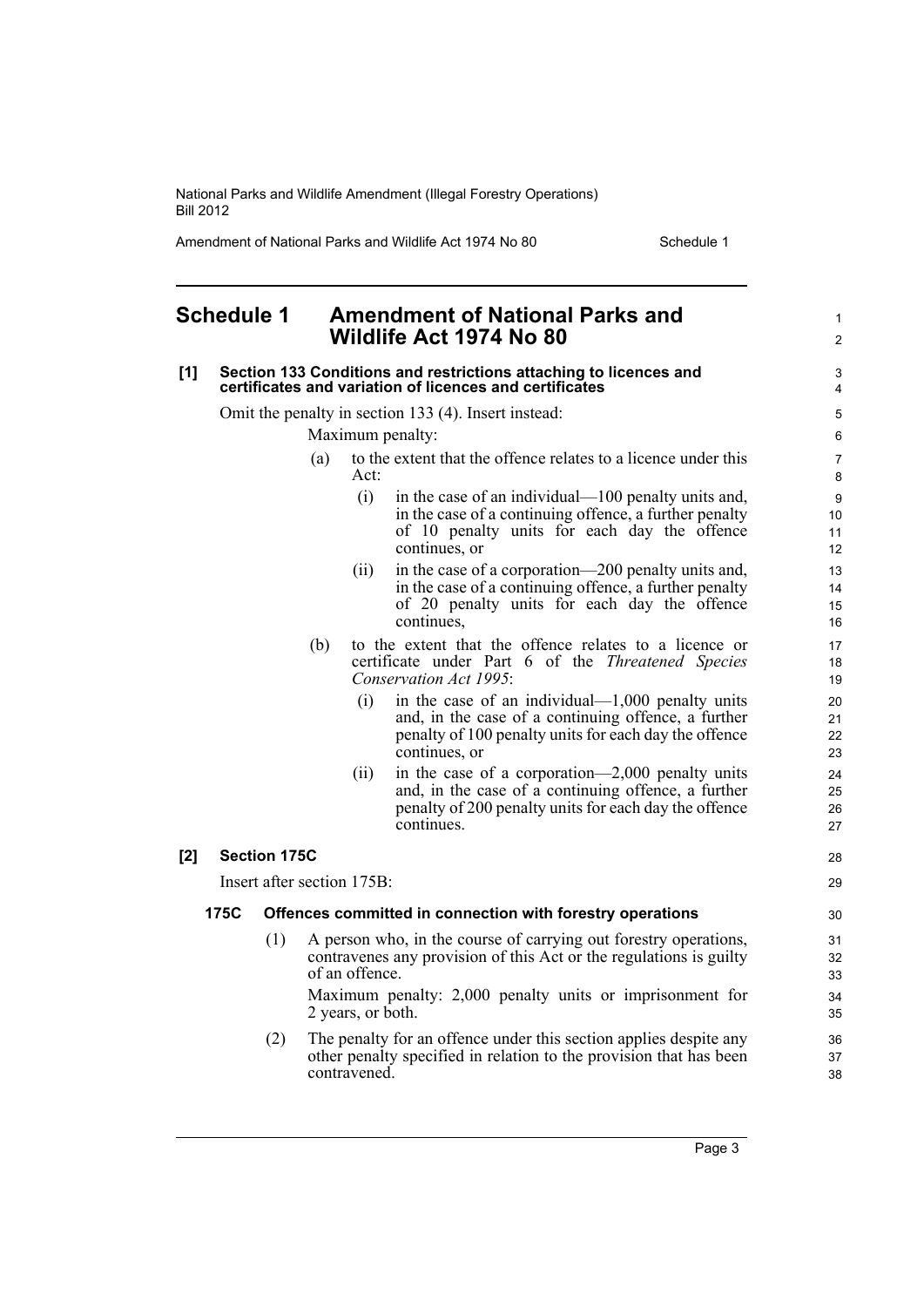## Schedule 1 Amendment of National Parks and Wildlife Act 1974 No 80

**[1] Section 133 Conditions and restrictions attaching to licences and certificates and variation of licences and certificates**

Omit the penalty in section 133 (4). Insert instead:

Maximum penalty:

(a) to the extent that the offence relates to a licence under this Act:

(i) in the case of an individual—100 penalty units and, in the case of a continuing offence, a further penalty of 10 penalty units for each day the offence continues, or

(ii) in the case of a corporation—200 penalty units and, in the case of a continuing offence, a further penalty of 20 penalty units for each day the offence continues,

(b) to the extent that the offence relates to a licence or certificate under Part 6 of the *Threatened Species Conservation Act 1995*:

(i) in the case of an individual—1,000 penalty units and, in the case of a continuing offence, a further penalty of 100 penalty units for each day the offence continues, or

(ii) in the case of a corporation—2,000 penalty units and, in the case of a continuing offence, a further penalty of 200 penalty units for each day the offence continues.

**[2] Section 175C**

Insert after section 175B:

**175C Offences committed in connection with forestry operations**

(1) A person who, in the course of carrying out forestry operations, contravenes any provision of this Act or the regulations is guilty of an offence.

Maximum penalty: 2,000 penalty units or imprisonment for 2 years, or both.

(2) The penalty for an offence under this section applies despite any other penalty specified in relation to the provision that has been contravened.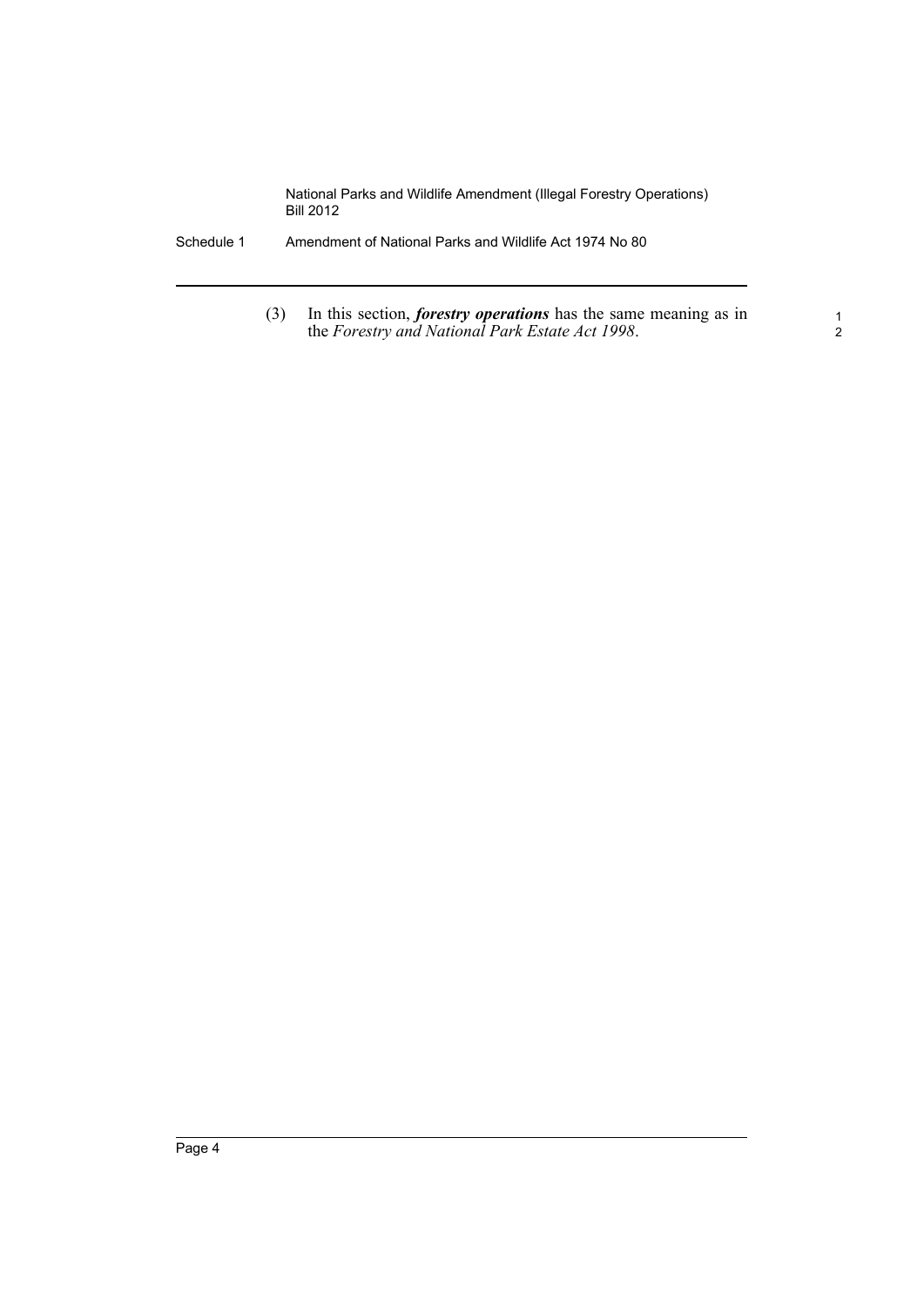(3) In this section, ***forestry operations*** has the same meaning as in the *Forestry and National Park Estate Act 1998*.